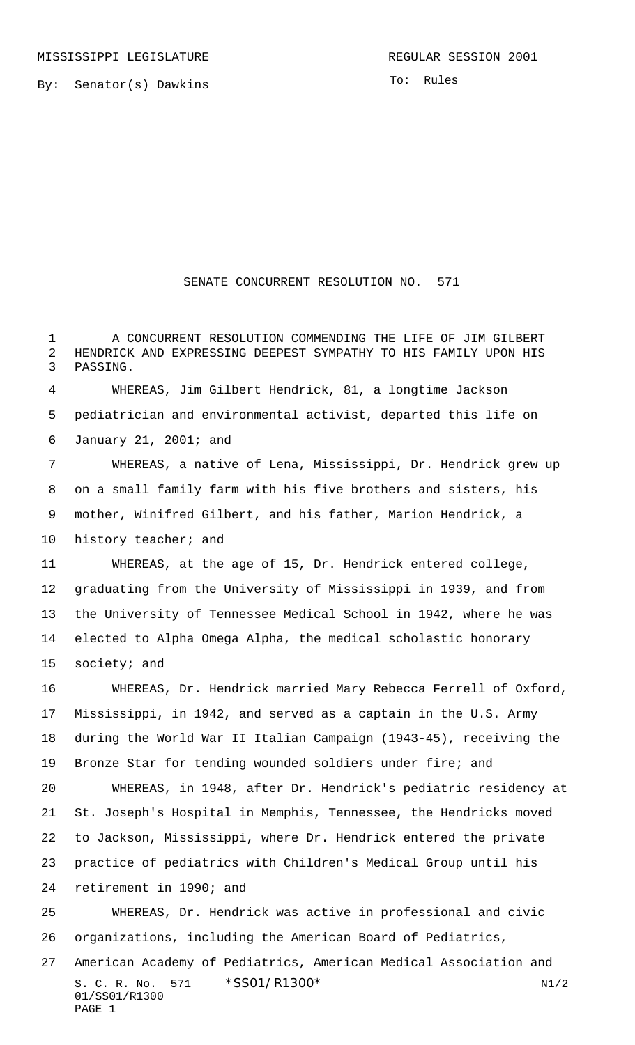MISSISSIPPI LEGISLATURE REGULAR SESSION 2001

By: Senator(s) Dawkins

To: Rules

# SENATE CONCURRENT RESOLUTION NO. 571

A CONCURRENT RESOLUTION COMMENDING THE LIFE OF JIM GILBERT HENDRICK AND EXPRESSING DEEPEST SYMPATHY TO HIS FAMILY UPON HIS PASSING.

WHEREAS, Jim Gilbert Hendrick, 81, a longtime Jackson pediatrician and environmental activist, departed this life on January 21, 2001; and

WHEREAS, a native of Lena, Mississippi, Dr. Hendrick grew up on a small family farm with his five brothers and sisters, his mother, Winifred Gilbert, and his father, Marion Hendrick, a history teacher; and

WHEREAS, at the age of 15, Dr. Hendrick entered college, graduating from the University of Mississippi in 1939, and from the University of Tennessee Medical School in 1942, where he was elected to Alpha Omega Alpha, the medical scholastic honorary society; and

WHEREAS, Dr. Hendrick married Mary Rebecca Ferrell of Oxford, Mississippi, in 1942, and served as a captain in the U.S. Army during the World War II Italian Campaign (1943-45), receiving the Bronze Star for tending wounded soldiers under fire; and

WHEREAS, in 1948, after Dr. Hendrick's pediatric residency at St. Joseph's Hospital in Memphis, Tennessee, the Hendricks moved to Jackson, Mississippi, where Dr. Hendrick entered the private practice of pediatrics with Children's Medical Group until his retirement in 1990; and

WHEREAS, Dr. Hendrick was active in professional and civic organizations, including the American Board of Pediatrics, American Academy of Pediatrics, American Medical Association and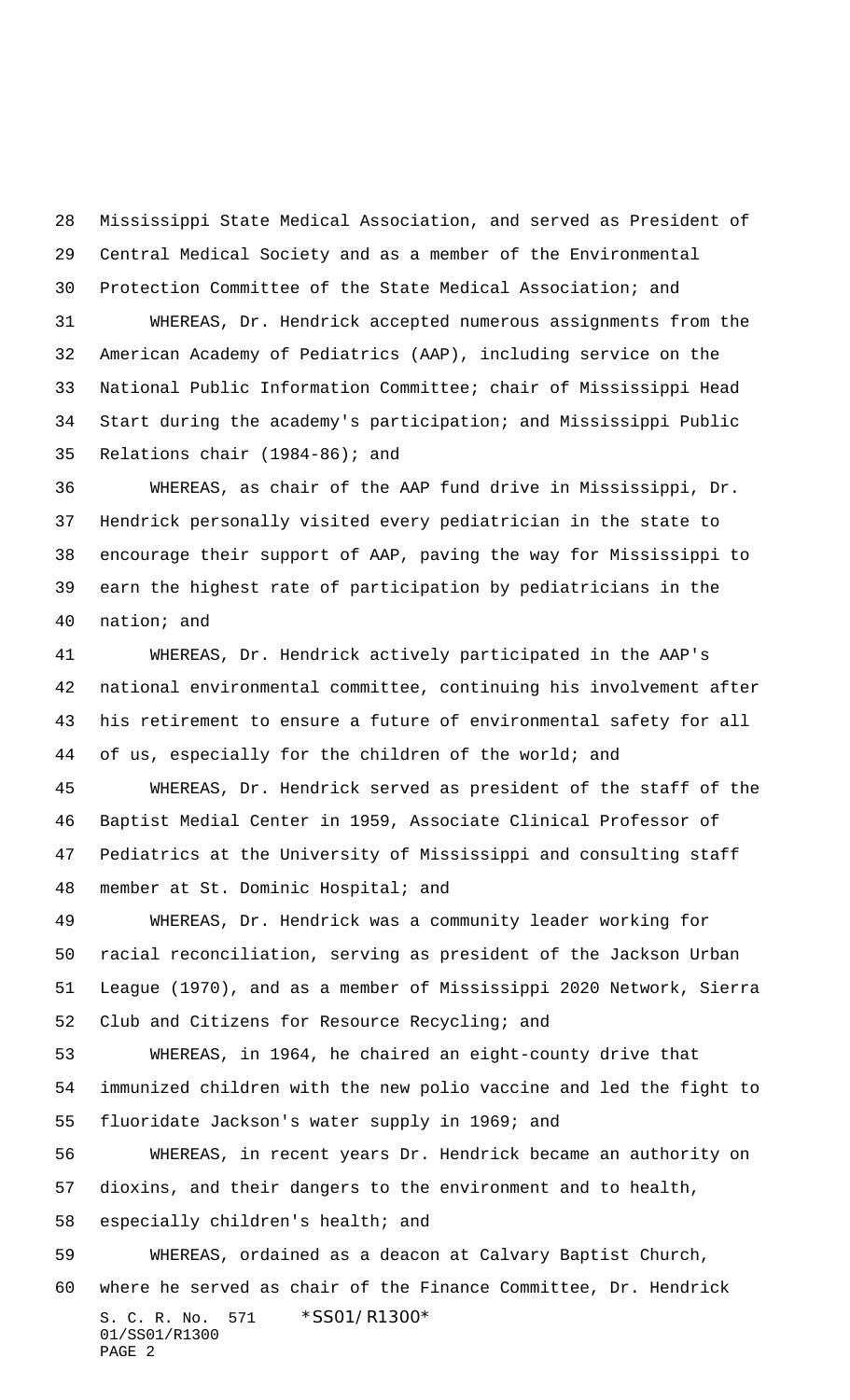Mississippi State Medical Association, and served as President of Central Medical Society and as a member of the Environmental Protection Committee of the State Medical Association; and

WHEREAS, Dr. Hendrick accepted numerous assignments from the American Academy of Pediatrics (AAP), including service on the National Public Information Committee; chair of Mississippi Head Start during the academy's participation; and Mississippi Public Relations chair (1984-86); and

WHEREAS, as chair of the AAP fund drive in Mississippi, Dr. Hendrick personally visited every pediatrician in the state to encourage their support of AAP, paving the way for Mississippi to earn the highest rate of participation by pediatricians in the nation; and

WHEREAS, Dr. Hendrick actively participated in the AAP's national environmental committee, continuing his involvement after his retirement to ensure a future of environmental safety for all of us, especially for the children of the world; and

WHEREAS, Dr. Hendrick served as president of the staff of the Baptist Medial Center in 1959, Associate Clinical Professor of Pediatrics at the University of Mississippi and consulting staff member at St. Dominic Hospital; and

WHEREAS, Dr. Hendrick was a community leader working for racial reconciliation, serving as president of the Jackson Urban League (1970), and as a member of Mississippi 2020 Network, Sierra Club and Citizens for Resource Recycling; and

WHEREAS, in 1964, he chaired an eight-county drive that immunized children with the new polio vaccine and led the fight to fluoridate Jackson's water supply in 1969; and

WHEREAS, in recent years Dr. Hendrick became an authority on dioxins, and their dangers to the environment and to health, especially children's health; and

WHEREAS, ordained as a deacon at Calvary Baptist Church, where he served as chair of the Finance Committee, Dr. Hendrick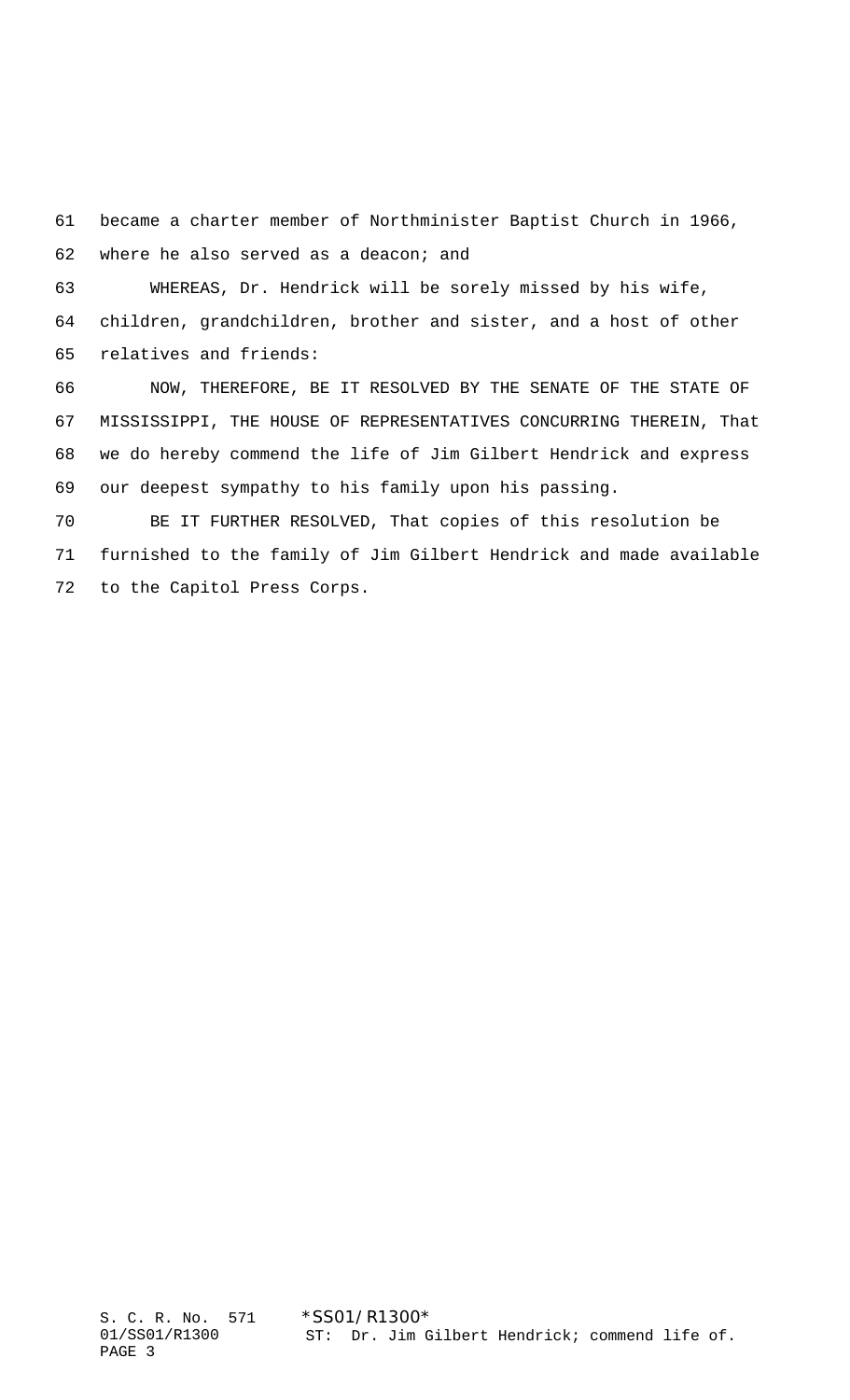became a charter member of Northminister Baptist Church in 1966, where he also served as a deacon; and

WHEREAS, Dr. Hendrick will be sorely missed by his wife, children, grandchildren, brother and sister, and a host of other relatives and friends:

NOW, THEREFORE, BE IT RESOLVED BY THE SENATE OF THE STATE OF MISSISSIPPI, THE HOUSE OF REPRESENTATIVES CONCURRING THEREIN, That we do hereby commend the life of Jim Gilbert Hendrick and express our deepest sympathy to his family upon his passing.

BE IT FURTHER RESOLVED, That copies of this resolution be furnished to the family of Jim Gilbert Hendrick and made available to the Capitol Press Corps.